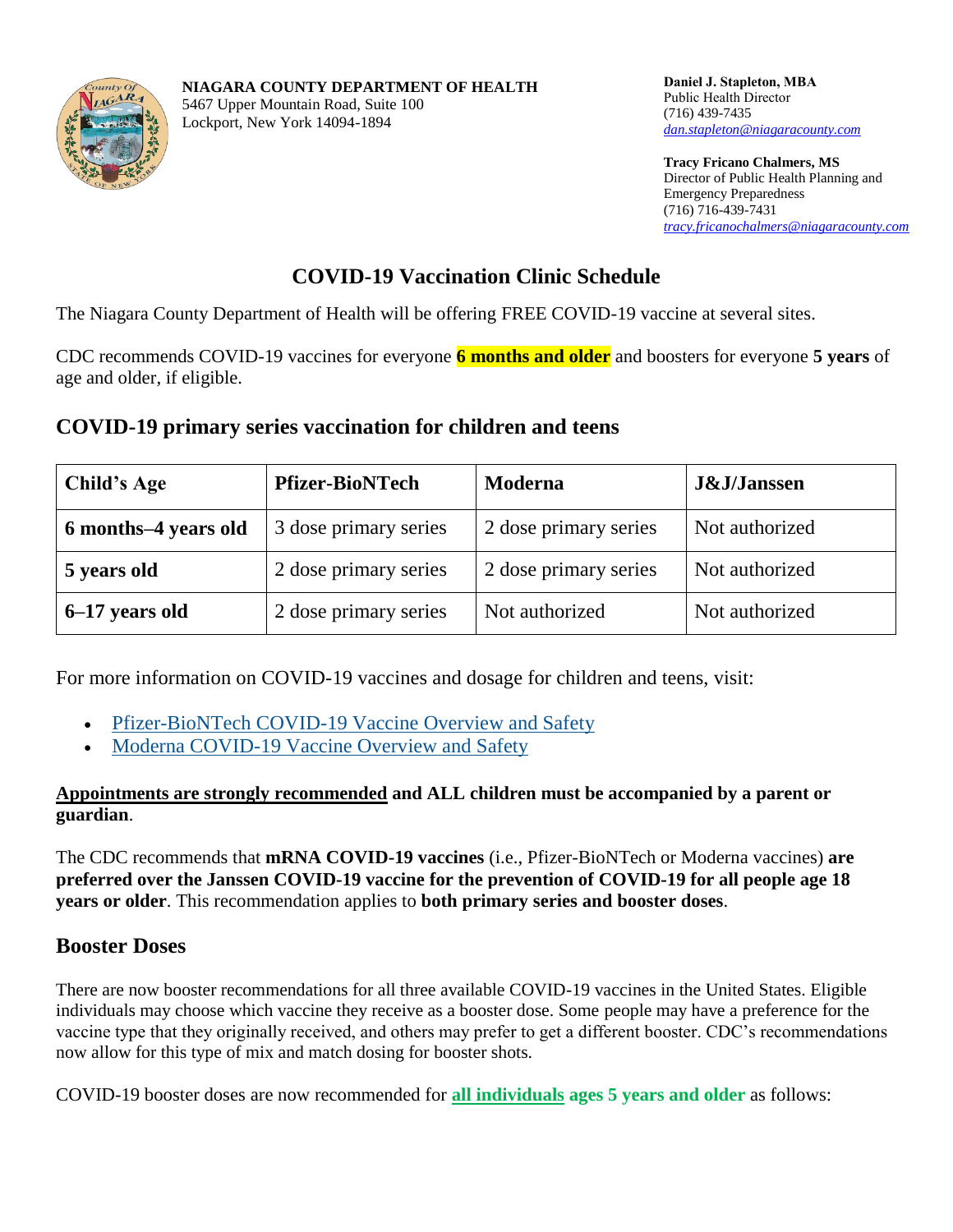**NIAGARA COUNTY DEPARTMENT OF HEALTH**
5467 Upper Mountain Road, Suite 100
Lockport, New York 14094-1894

**Daniel J. Stapleton, MBA**
Public Health Director
(716) 439-7435
*dan.stapleton@niagaracounty.com*

**Tracy Fricano Chalmers, MS**
Director of Public Health Planning and Emergency Preparedness
(716) 716-439-7431
*tracy.fricanochalmers@niagaracounty.com*

# COVID-19 Vaccination Clinic Schedule

The Niagara County Department of Health will be offering FREE COVID-19 vaccine at several sites.

CDC recommends COVID-19 vaccines for everyone **6 months and older** and boosters for everyone **5 years** of age and older, if eligible.

## COVID-19 primary series vaccination for children and teens

| Child's Age | Pfizer-BioNTech | Moderna | J&J/Janssen |
|---|---|---|---|
| **6 months–4 years old** | 3 dose primary series | 2 dose primary series | Not authorized |
| **5 years old** | 2 dose primary series | 2 dose primary series | Not authorized |
| **6–17 years old** | 2 dose primary series | Not authorized | Not authorized |

For more information on COVID-19 vaccines and dosage for children and teens, visit:

- Pfizer-BioNTech COVID-19 Vaccine Overview and Safety
- Moderna COVID-19 Vaccine Overview and Safety

**Appointments are strongly recommended and ALL children must be accompanied by a parent or guardian**.

The CDC recommends that **mRNA COVID-19 vaccines** (i.e., Pfizer-BioNTech or Moderna vaccines) **are preferred over the Janssen COVID-19 vaccine for the prevention of COVID-19 for all people age 18 years or older**. This recommendation applies to **both primary series and booster doses**.

## Booster Doses

There are now booster recommendations for all three available COVID-19 vaccines in the United States. Eligible individuals may choose which vaccine they receive as a booster dose. Some people may have a preference for the vaccine type that they originally received, and others may prefer to get a different booster. CDC's recommendations now allow for this type of mix and match dosing for booster shots.

COVID-19 booster doses are now recommended for **all individuals ages 5 years and older** as follows: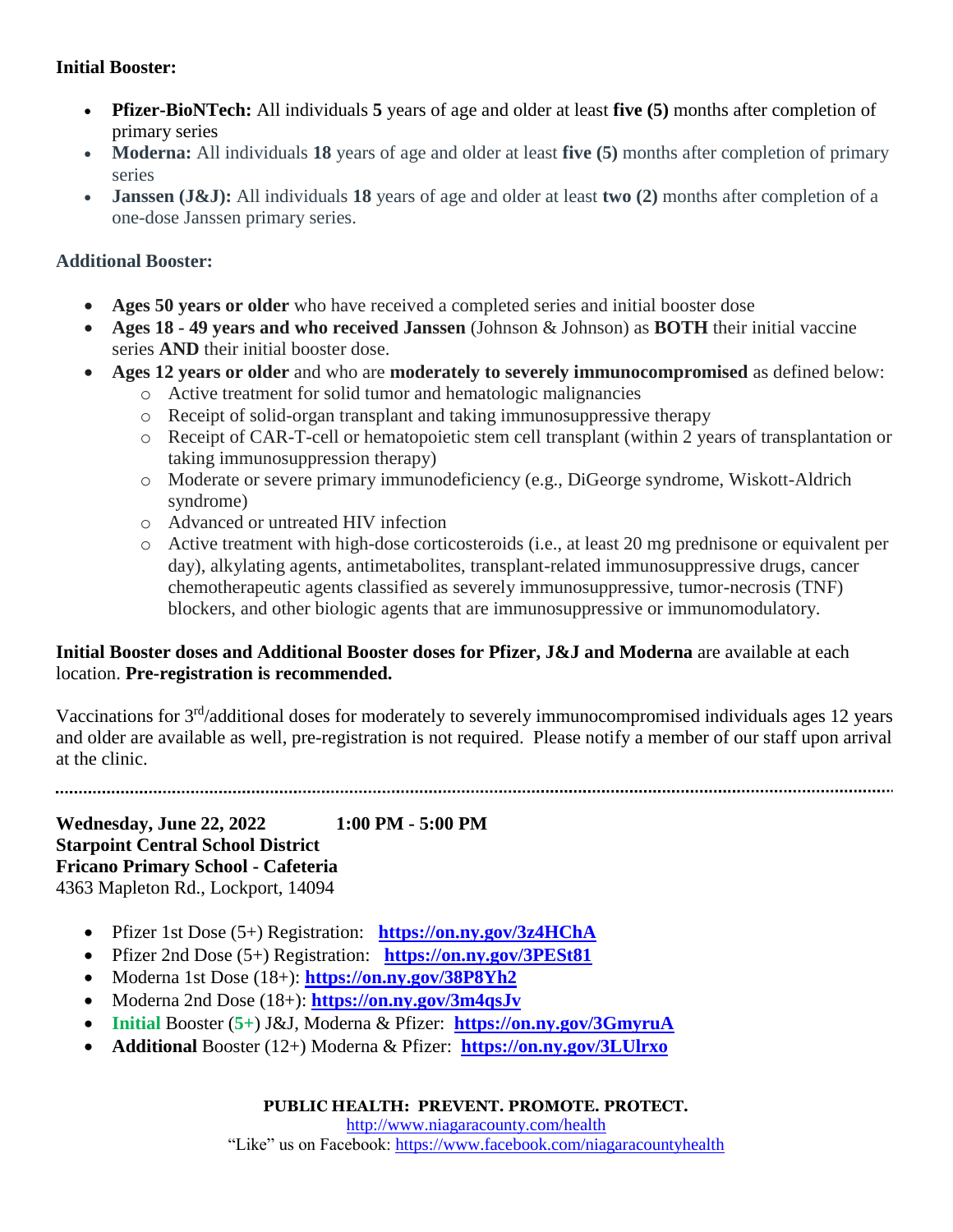**Initial Booster:**

- **Pfizer-BioNTech:** All individuals **5** years of age and older at least **five (5)** months after completion of primary series
- **Moderna:** All individuals **18** years of age and older at least **five (5)** months after completion of primary series
- **Janssen (J&J):** All individuals **18** years of age and older at least **two (2)** months after completion of a one-dose Janssen primary series.

**Additional Booster:**

- **Ages 50 years or older** who have received a completed series and initial booster dose
- **Ages 18 - 49 years and who received Janssen** (Johnson & Johnson) as **BOTH** their initial vaccine series **AND** their initial booster dose.
- **Ages 12 years or older** and who are **moderately to severely immunocompromised** as defined below:
  - Active treatment for solid tumor and hematologic malignancies
  - Receipt of solid-organ transplant and taking immunosuppressive therapy
  - Receipt of CAR-T-cell or hematopoietic stem cell transplant (within 2 years of transplantation or taking immunosuppression therapy)
  - Moderate or severe primary immunodeficiency (e.g., DiGeorge syndrome, Wiskott-Aldrich syndrome)
  - Advanced or untreated HIV infection
  - Active treatment with high-dose corticosteroids (i.e., at least 20 mg prednisone or equivalent per day), alkylating agents, antimetabolites, transplant-related immunosuppressive drugs, cancer chemotherapeutic agents classified as severely immunosuppressive, tumor-necrosis (TNF) blockers, and other biologic agents that are immunosuppressive or immunomodulatory.

**Initial Booster doses and Additional Booster doses for Pfizer, J&J and Moderna** are available at each location. **Pre-registration is recommended.**

Vaccinations for 3rd/additional doses for moderately to severely immunocompromised individuals ages 12 years and older are available as well, pre-registration is not required. Please notify a member of our staff upon arrival at the clinic.

---

**Wednesday, June 22, 2022 1:00 PM - 5:00 PM**
**Starpoint Central School District**
**Fricano Primary School - Cafeteria**
4363 Mapleton Rd., Lockport, 14094

- Pfizer 1st Dose (5+) Registration: **https://on.ny.gov/3z4HChA**
- Pfizer 2nd Dose (5+) Registration: **https://on.ny.gov/3PESt81**
- Moderna 1st Dose (18+): **https://on.ny.gov/38P8Yh2**
- Moderna 2nd Dose (18+): **https://on.ny.gov/3m4qsJv**
- **Initial** Booster (**5+**) J&J, Moderna & Pfizer: **https://on.ny.gov/3GmyruA**
- **Additional** Booster (12+) Moderna & Pfizer: **https://on.ny.gov/3LUlrxo**

**PUBLIC HEALTH: PREVENT. PROMOTE. PROTECT.**
http://www.niagaracounty.com/health
"Like" us on Facebook: https://www.facebook.com/niagaracountyhealth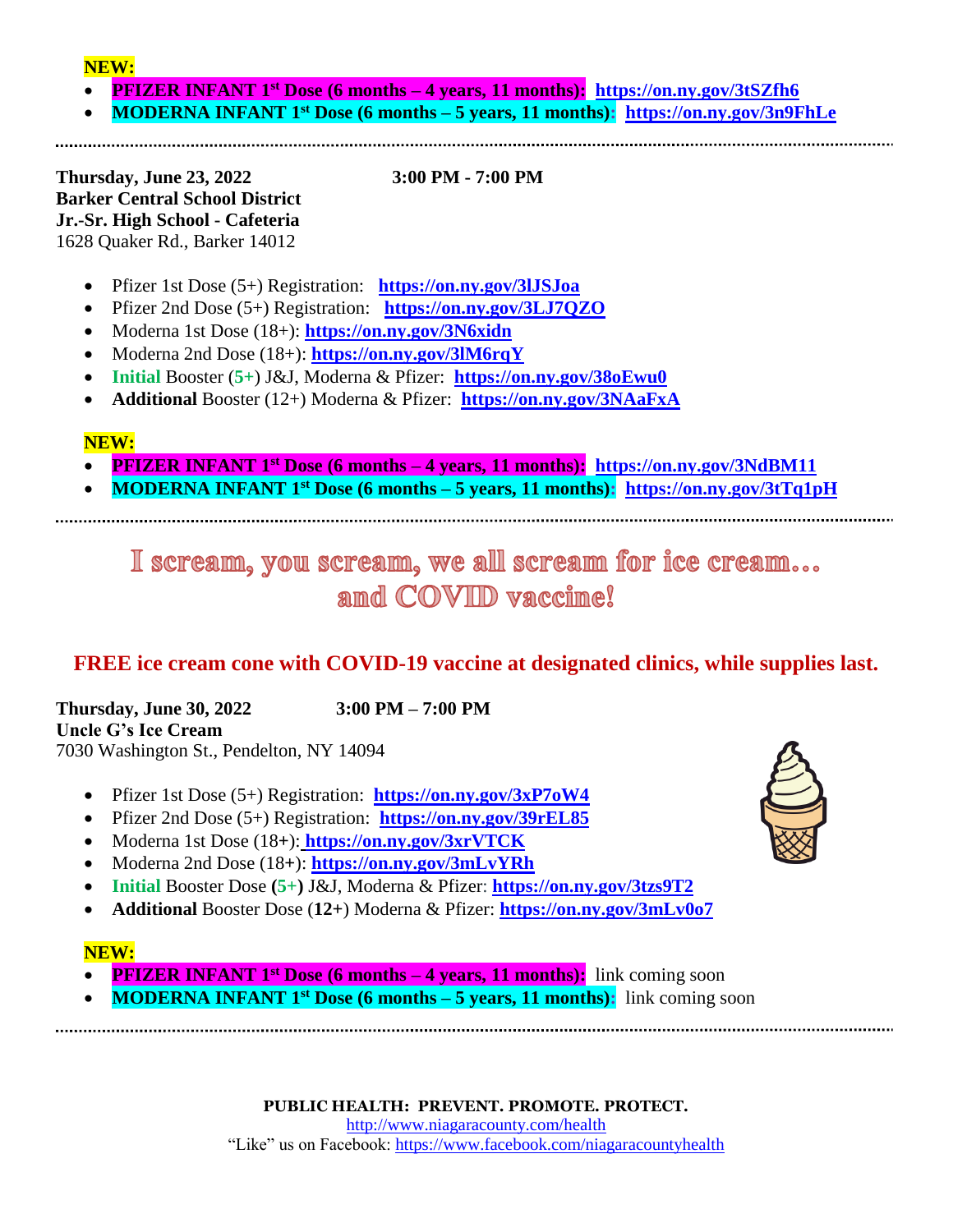**NEW:**

- **PFIZER INFANT 1st Dose (6 months – 4 years, 11 months): https://on.ny.gov/3tSZfh6**
- **MODERNA INFANT 1st Dose (6 months – 5 years, 11 months): https://on.ny.gov/3n9FhLe**

---

**Thursday, June 23, 2022** **3:00 PM - 7:00 PM**
**Barker Central School District**
**Jr.-Sr. High School - Cafeteria**
1628 Quaker Rd., Barker 14012

- Pfizer 1st Dose (5+) Registration: **https://on.ny.gov/3lJSJoa**
- Pfizer 2nd Dose (5+) Registration: **https://on.ny.gov/3LJ7QZO**
- Moderna 1st Dose (18+): **https://on.ny.gov/3N6xidn**
- Moderna 2nd Dose (18+): **https://on.ny.gov/3lM6rqY**
- **Initial** Booster (**5+**) J&J, Moderna & Pfizer: **https://on.ny.gov/38oEwu0**
- **Additional** Booster (12+) Moderna & Pfizer: **https://on.ny.gov/3NAaFxA**

**NEW:**

- **PFIZER INFANT 1st Dose (6 months – 4 years, 11 months): https://on.ny.gov/3NdBM11**
- **MODERNA INFANT 1st Dose (6 months – 5 years, 11 months): https://on.ny.gov/3tTq1pH**

---

## I scream, you scream, we all scream for ice cream… and COVID vaccine!

**FREE ice cream cone with COVID-19 vaccine at designated clinics, while supplies last.**

**Thursday, June 30, 2022** **3:00 PM – 7:00 PM**
**Uncle G's Ice Cream**
7030 Washington St., Pendelton, NY 14094

- Pfizer 1st Dose (5+) Registration: **https://on.ny.gov/3xP7oW4**
- Pfizer 2nd Dose (5+) Registration: **https://on.ny.gov/39rEL85**
- Moderna 1st Dose (18+): **https://on.ny.gov/3xrVTCK**
- Moderna 2nd Dose (18+): **https://on.ny.gov/3mLvYRh**
- **Initial** Booster Dose **(5+)** J&J, Moderna & Pfizer: **https://on.ny.gov/3tzs9T2**
- **Additional** Booster Dose (**12+**) Moderna & Pfizer: **https://on.ny.gov/3mLv0o7**

**NEW:**

- **PFIZER INFANT 1st Dose (6 months – 4 years, 11 months):** link coming soon
- **MODERNA INFANT 1st Dose (6 months – 5 years, 11 months):** link coming soon

---

**PUBLIC HEALTH: PREVENT. PROMOTE. PROTECT.**
http://www.niagaracounty.com/health
"Like" us on Facebook: https://www.facebook.com/niagaracountyhealth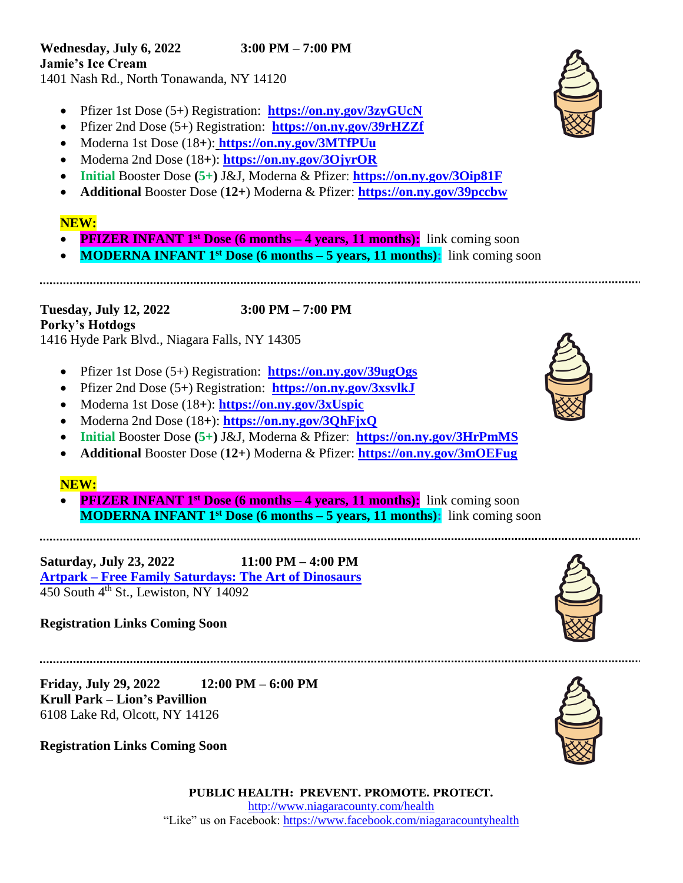**Wednesday, July 6, 2022 3:00 PM – 7:00 PM**
**Jamie's Ice Cream**
1401 Nash Rd., North Tonawanda, NY 14120

- Pfizer 1st Dose (5+) Registration: **https://on.ny.gov/3zyGUcN**
- Pfizer 2nd Dose (5+) Registration: **https://on.ny.gov/39rHZZf**
- Moderna 1st Dose (18+): **https://on.ny.gov/3MTfPUu**
- Moderna 2nd Dose (18+): **https://on.ny.gov/3OjyrOR**
- **Initial** Booster Dose **(5+)** J&J, Moderna & Pfizer: **https://on.ny.gov/3Oip81F**
- **Additional** Booster Dose (**12+**) Moderna & Pfizer: **https://on.ny.gov/39pccbw**

**NEW:**

- **PFIZER INFANT 1st Dose (6 months – 4 years, 11 months):** link coming soon
- **MODERNA INFANT 1st Dose (6 months – 5 years, 11 months):** link coming soon

---

**Tuesday, July 12, 2022 3:00 PM – 7:00 PM**
**Porky's Hotdogs**
1416 Hyde Park Blvd., Niagara Falls, NY 14305

- Pfizer 1st Dose (5+) Registration: **https://on.ny.gov/39ugOgs**
- Pfizer 2nd Dose (5+) Registration: **https://on.ny.gov/3xsvlkJ**
- Moderna 1st Dose (18+): **https://on.ny.gov/3xUspic**
- Moderna 2nd Dose (18+): **https://on.ny.gov/3QhFjxQ**
- **Initial** Booster Dose **(5+)** J&J, Moderna & Pfizer: **https://on.ny.gov/3HrPmMS**
- **Additional** Booster Dose (**12+**) Moderna & Pfizer: **https://on.ny.gov/3mOEFug**

**NEW:**

- **PFIZER INFANT 1st Dose (6 months – 4 years, 11 months):** link coming soon
  **MODERNA INFANT 1st Dose (6 months – 5 years, 11 months):** link coming soon

---

**Saturday, July 23, 2022 11:00 PM – 4:00 PM**
**Artpark – Free Family Saturdays: The Art of Dinosaurs**
450 South 4th St., Lewiston, NY 14092

**Registration Links Coming Soon**

---

**Friday, July 29, 2022 12:00 PM – 6:00 PM**
**Krull Park – Lion's Pavillion**
6108 Lake Rd, Olcott, NY 14126

**Registration Links Coming Soon**

**PUBLIC HEALTH: PREVENT. PROMOTE. PROTECT.**
http://www.niagaracounty.com/health
"Like" us on Facebook: https://www.facebook.com/niagaracountyhealth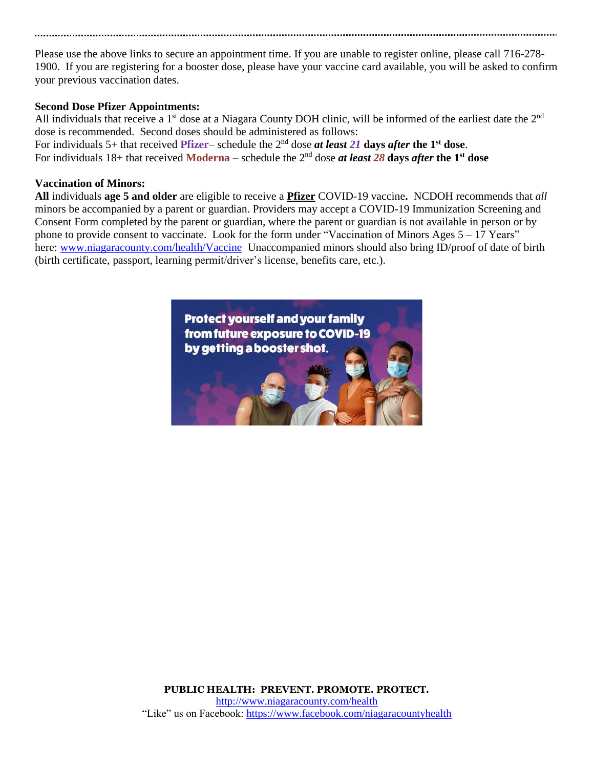Please use the above links to secure an appointment time. If you are unable to register online, please call 716-278-1900. If you are registering for a booster dose, please have your vaccine card available, you will be asked to confirm your previous vaccination dates.

**Second Dose Pfizer Appointments:**

All individuals that receive a 1st dose at a Niagara County DOH clinic, will be informed of the earliest date the 2nd dose is recommended. Second doses should be administered as follows:

For individuals 5+ that received **Pfizer**– schedule the 2nd dose ***at least 21*** **days** ***after*** **the 1st dose**.

For individuals 18+ that received **Moderna** – schedule the 2nd dose ***at least 28*** **days** ***after*** **the 1st dose**

**Vaccination of Minors:**

**All** individuals **age 5 and older** are eligible to receive a **Pfizer** COVID-19 vaccine**.** NCDOH recommends that *all* minors be accompanied by a parent or guardian. Providers may accept a COVID-19 Immunization Screening and Consent Form completed by the parent or guardian, where the parent or guardian is not available in person or by phone to provide consent to vaccinate. Look for the form under "Vaccination of Minors Ages 5 – 17 Years" here: www.niagaracounty.com/health/Vaccine Unaccompanied minors should also bring ID/proof of date of birth (birth certificate, passport, learning permit/driver's license, benefits care, etc.).

Protect yourself and your family from future exposure to COVID-19 by getting a booster shot.

**PUBLIC HEALTH: PREVENT. PROMOTE. PROTECT.**

http://www.niagaracounty.com/health

"Like" us on Facebook: https://www.facebook.com/niagaracountyhealth